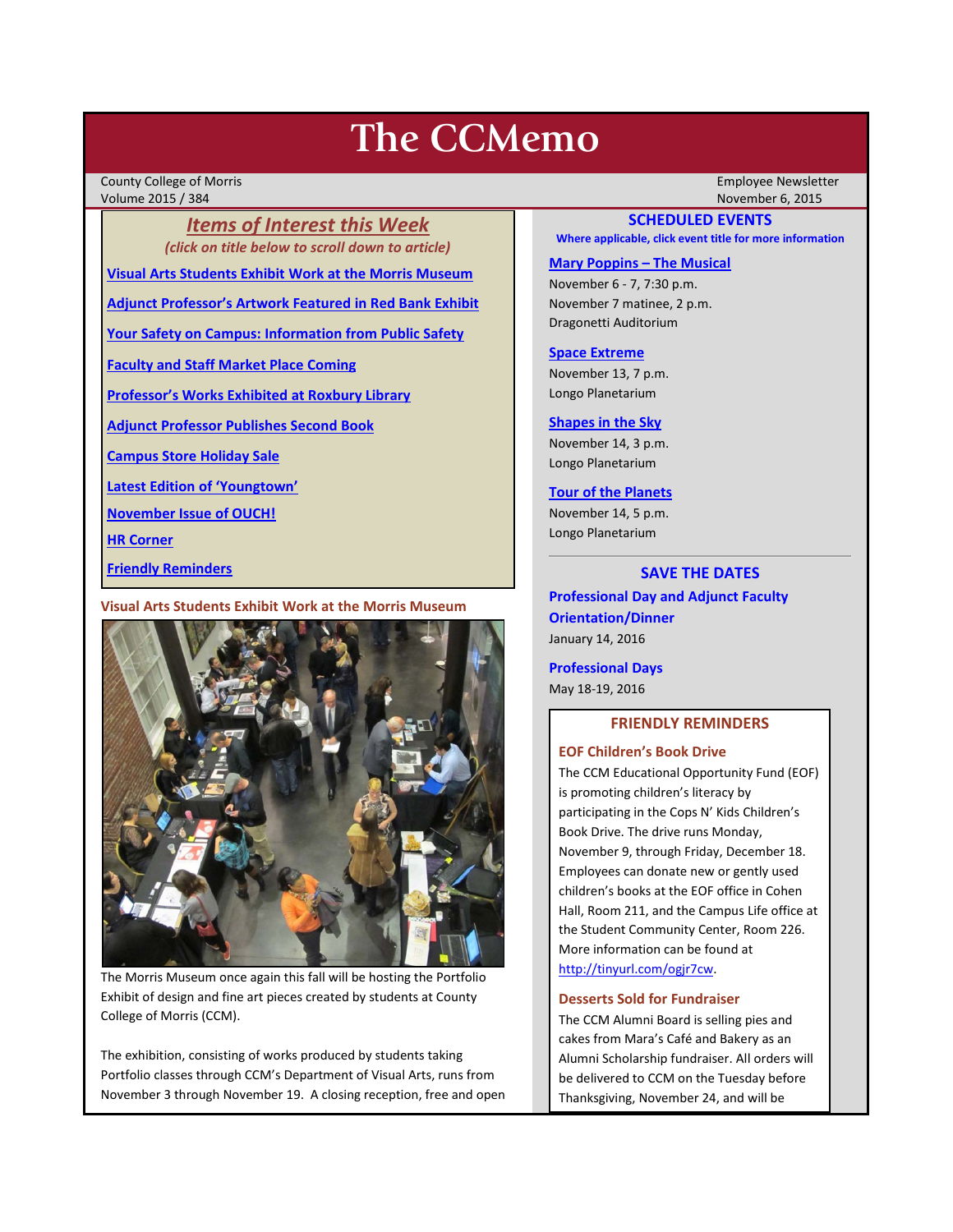# The CCMemo

County College of Morris
Volume 2015 / 384

Employee Newsletter
November 6, 2015

## *Items of Interest this Week*

*(click on title below to scroll down to article)*

- Visual Arts Students Exhibit Work at the Morris Museum
- Adjunct Professor's Artwork Featured in Red Bank Exhibit
- Your Safety on Campus: Information from Public Safety
- Faculty and Staff Market Place Coming
- Professor's Works Exhibited at Roxbury Library
- Adjunct Professor Publishes Second Book
- Campus Store Holiday Sale
- Latest Edition of 'Youngtown'
- November Issue of OUCH!
- HR Corner
- Friendly Reminders

### Visual Arts Students Exhibit Work at the Morris Museum

The Morris Museum once again this fall will be hosting the Portfolio Exhibit of design and fine art pieces created by students at County College of Morris (CCM).

The exhibition, consisting of works produced by students taking Portfolio classes through CCM's Department of Visual Arts, runs from November 3 through November 19. A closing reception, free and open

## SCHEDULED EVENTS

**Where applicable, click event title for more information**

**Mary Poppins – The Musical**
November 6 - 7, 7:30 p.m.
November 7 matinee, 2 p.m.
Dragonetti Auditorium

**Space Extreme**
November 13, 7 p.m.
Longo Planetarium

**Shapes in the Sky**
November 14, 3 p.m.
Longo Planetarium

**Tour of the Planets**
November 14, 5 p.m.
Longo Planetarium

## SAVE THE DATES

**Professional Day and Adjunct Faculty Orientation/Dinner**
January 14, 2016

**Professional Days**
May 18-19, 2016

## FRIENDLY REMINDERS

### EOF Children's Book Drive

The CCM Educational Opportunity Fund (EOF) is promoting children's literacy by participating in the Cops N' Kids Children's Book Drive. The drive runs Monday, November 9, through Friday, December 18. Employees can donate new or gently used children's books at the EOF office in Cohen Hall, Room 211, and the Campus Life office at the Student Community Center, Room 226. More information can be found at http://tinyurl.com/ogjr7cw.

### Desserts Sold for Fundraiser

The CCM Alumni Board is selling pies and cakes from Mara's Café and Bakery as an Alumni Scholarship fundraiser. All orders will be delivered to CCM on the Tuesday before Thanksgiving, November 24, and will be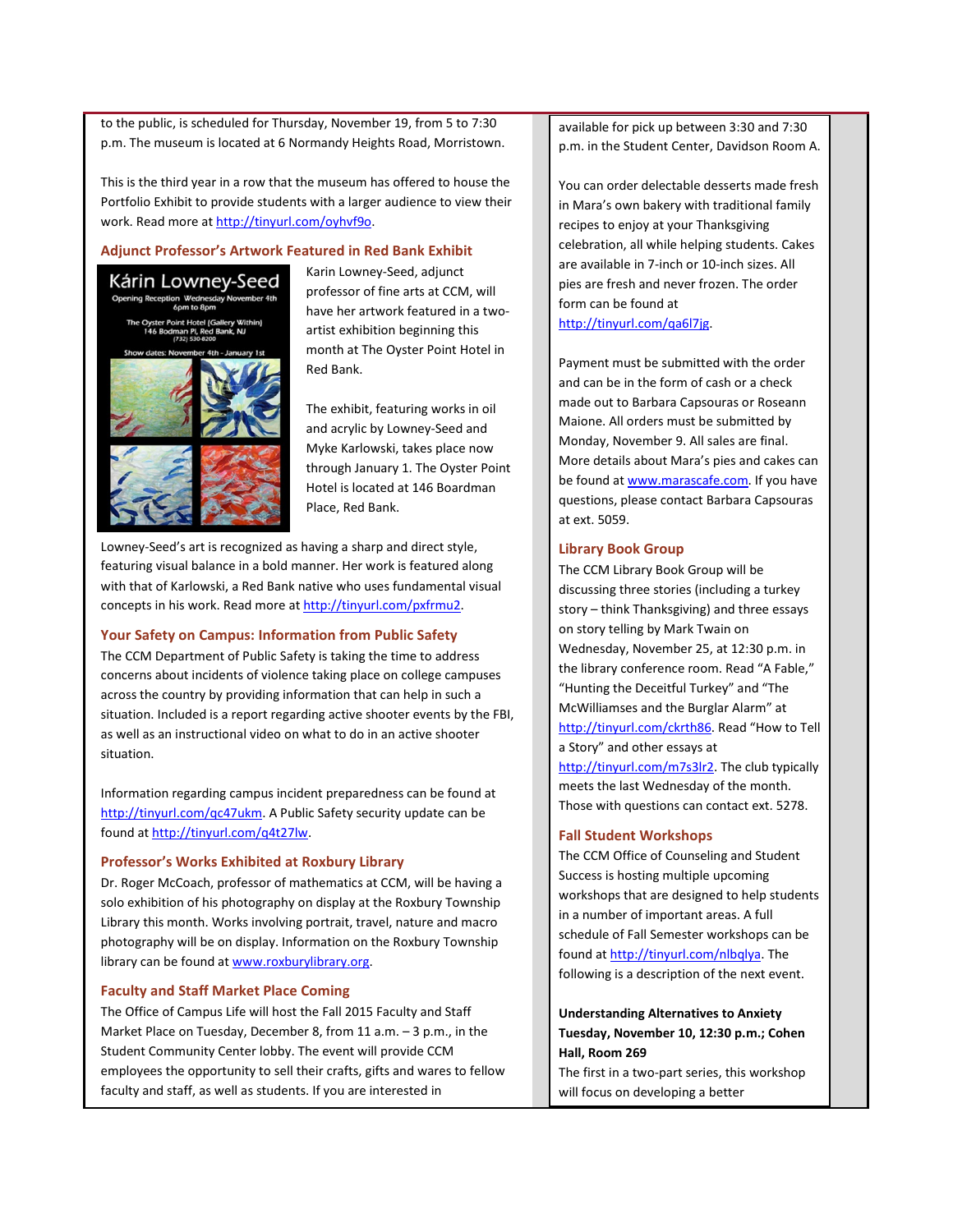to the public, is scheduled for Thursday, November 19, from 5 to 7:30 p.m. The museum is located at 6 Normandy Heights Road, Morristown.

This is the third year in a row that the museum has offered to house the Portfolio Exhibit to provide students with a larger audience to view their work. Read more at http://tinyurl.com/oyhvf9o.

### Adjunct Professor's Artwork Featured in Red Bank Exhibit

Kárin Lowney-Seed
Opening Reception Wednesday November 4th 6pm to 8pm
The Oyster Point Hotel (Gallery Within) 146 Bodman Pl, Red Bank, NJ (732) 530-8200
Show dates: November 4th - January 1st

Karin Lowney-Seed, adjunct professor of fine arts at CCM, will have her artwork featured in a two-artist exhibition beginning this month at The Oyster Point Hotel in Red Bank.

The exhibit, featuring works in oil and acrylic by Lowney-Seed and Myke Karlowski, takes place now through January 1. The Oyster Point Hotel is located at 146 Boardman Place, Red Bank.

Lowney-Seed's art is recognized as having a sharp and direct style, featuring visual balance in a bold manner. Her work is featured along with that of Karlowski, a Red Bank native who uses fundamental visual concepts in his work. Read more at http://tinyurl.com/pxfrmu2.

### Your Safety on Campus: Information from Public Safety

The CCM Department of Public Safety is taking the time to address concerns about incidents of violence taking place on college campuses across the country by providing information that can help in such a situation. Included is a report regarding active shooter events by the FBI, as well as an instructional video on what to do in an active shooter situation.

Information regarding campus incident preparedness can be found at http://tinyurl.com/qc47ukm. A Public Safety security update can be found at http://tinyurl.com/q4t27lw.

### Professor's Works Exhibited at Roxbury Library

Dr. Roger McCoach, professor of mathematics at CCM, will be having a solo exhibition of his photography on display at the Roxbury Township Library this month. Works involving portrait, travel, nature and macro photography will be on display. Information on the Roxbury Township library can be found at www.roxburylibrary.org.

### Faculty and Staff Market Place Coming

The Office of Campus Life will host the Fall 2015 Faculty and Staff Market Place on Tuesday, December 8, from 11 a.m. – 3 p.m., in the Student Community Center lobby. The event will provide CCM employees the opportunity to sell their crafts, gifts and wares to fellow faculty and staff, as well as students. If you are interested in

available for pick up between 3:30 and 7:30 p.m. in the Student Center, Davidson Room A.

You can order delectable desserts made fresh in Mara's own bakery with traditional family recipes to enjoy at your Thanksgiving celebration, all while helping students. Cakes are available in 7-inch or 10-inch sizes. All pies are fresh and never frozen. The order form can be found at http://tinyurl.com/qa6l7jg.

Payment must be submitted with the order and can be in the form of cash or a check made out to Barbara Capsouras or Roseann Maione. All orders must be submitted by Monday, November 9. All sales are final. More details about Mara's pies and cakes can be found at www.marascafe.com. If you have questions, please contact Barbara Capsouras at ext. 5059.

### Library Book Group

The CCM Library Book Group will be discussing three stories (including a turkey story – think Thanksgiving) and three essays on story telling by Mark Twain on Wednesday, November 25, at 12:30 p.m. in the library conference room. Read "A Fable," "Hunting the Deceitful Turkey" and "The McWilliamses and the Burglar Alarm" at http://tinyurl.com/ckrth86. Read "How to Tell a Story" and other essays at http://tinyurl.com/m7s3lr2. The club typically meets the last Wednesday of the month. Those with questions can contact ext. 5278.

### Fall Student Workshops

The CCM Office of Counseling and Student Success is hosting multiple upcoming workshops that are designed to help students in a number of important areas. A full schedule of Fall Semester workshops can be found at http://tinyurl.com/nlbqlya. The following is a description of the next event.

**Understanding Alternatives to Anxiety**
**Tuesday, November 10, 12:30 p.m.; Cohen Hall, Room 269**
The first in a two-part series, this workshop will focus on developing a better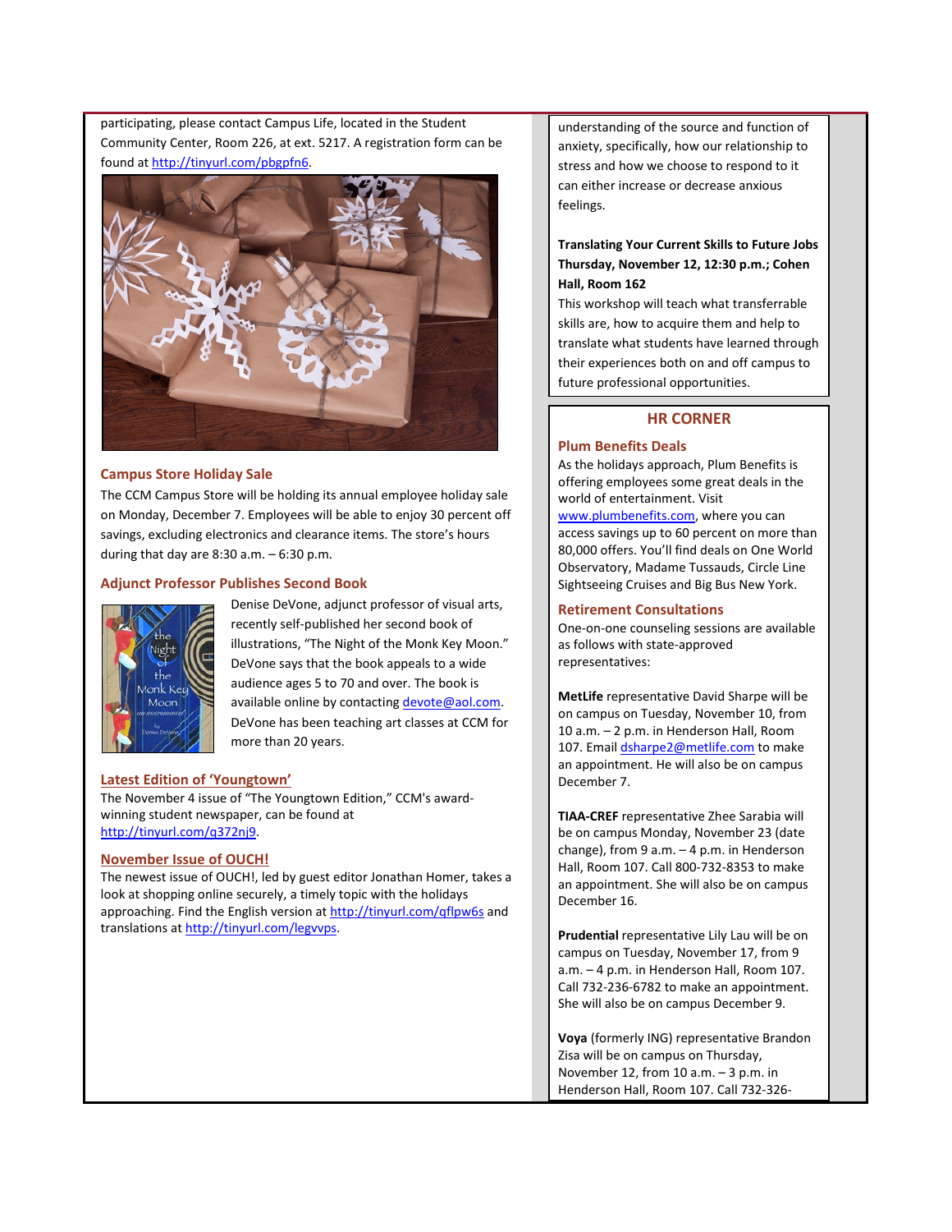participating, please contact Campus Life, located in the Student Community Center, Room 226, at ext. 5217. A registration form can be found at http://tinyurl.com/pbgpfn6.

### Campus Store Holiday Sale

The CCM Campus Store will be holding its annual employee holiday sale on Monday, December 7. Employees will be able to enjoy 30 percent off savings, excluding electronics and clearance items. The store's hours during that day are 8:30 a.m. – 6:30 p.m.

### Adjunct Professor Publishes Second Book

Denise DeVone, adjunct professor of visual arts, recently self-published her second book of illustrations, "The Night of the Monk Key Moon." DeVone says that the book appeals to a wide audience ages 5 to 70 and over. The book is available online by contacting devote@aol.com. DeVone has been teaching art classes at CCM for more than 20 years.

### Latest Edition of 'Youngtown'

The November 4 issue of "The Youngtown Edition," CCM's award-winning student newspaper, can be found at http://tinyurl.com/q372nj9.

### November Issue of OUCH!

The newest issue of OUCH!, led by guest editor Jonathan Homer, takes a look at shopping online securely, a timely topic with the holidays approaching. Find the English version at http://tinyurl.com/qflpw6s and translations at http://tinyurl.com/legvvps.

understanding of the source and function of anxiety, specifically, how our relationship to stress and how we choose to respond to it can either increase or decrease anxious feelings.

**Translating Your Current Skills to Future Jobs**
**Thursday, November 12, 12:30 p.m.; Cohen Hall, Room 162**
This workshop will teach what transferrable skills are, how to acquire them and help to translate what students have learned through their experiences both on and off campus to future professional opportunities.

## HR CORNER

### Plum Benefits Deals

As the holidays approach, Plum Benefits is offering employees some great deals in the world of entertainment. Visit www.plumbenefits.com, where you can access savings up to 60 percent on more than 80,000 offers. You'll find deals on One World Observatory, Madame Tussauds, Circle Line Sightseeing Cruises and Big Bus New York.

### Retirement Consultations

One-on-one counseling sessions are available as follows with state-approved representatives:

**MetLife** representative David Sharpe will be on campus on Tuesday, November 10, from 10 a.m. – 2 p.m. in Henderson Hall, Room 107. Email dsharpe2@metlife.com to make an appointment. He will also be on campus December 7.

**TIAA-CREF** representative Zhee Sarabia will be on campus Monday, November 23 (date change), from 9 a.m. – 4 p.m. in Henderson Hall, Room 107. Call 800-732-8353 to make an appointment. She will also be on campus December 16.

**Prudential** representative Lily Lau will be on campus on Tuesday, November 17, from 9 a.m. – 4 p.m. in Henderson Hall, Room 107. Call 732-236-6782 to make an appointment. She will also be on campus December 9.

**Voya** (formerly ING) representative Brandon Zisa will be on campus on Thursday, November 12, from 10 a.m. – 3 p.m. in Henderson Hall, Room 107. Call 732-326-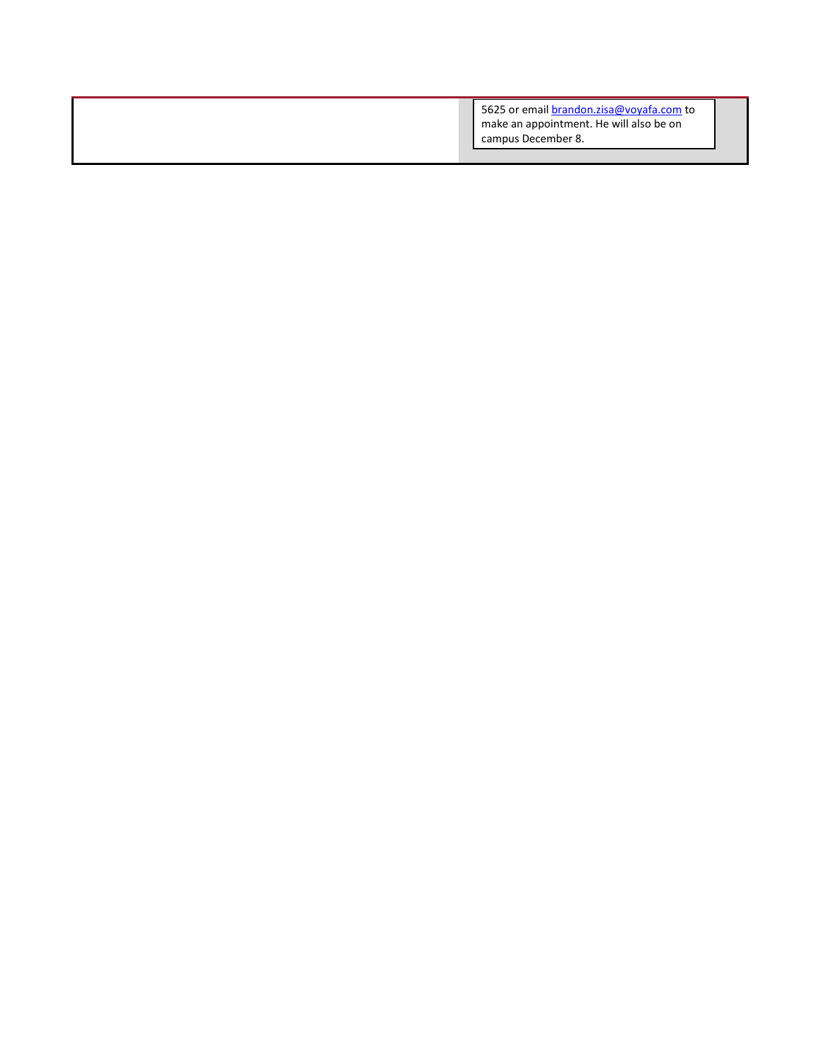5625 or email brandon.zisa@voyafa.com to make an appointment. He will also be on campus December 8.